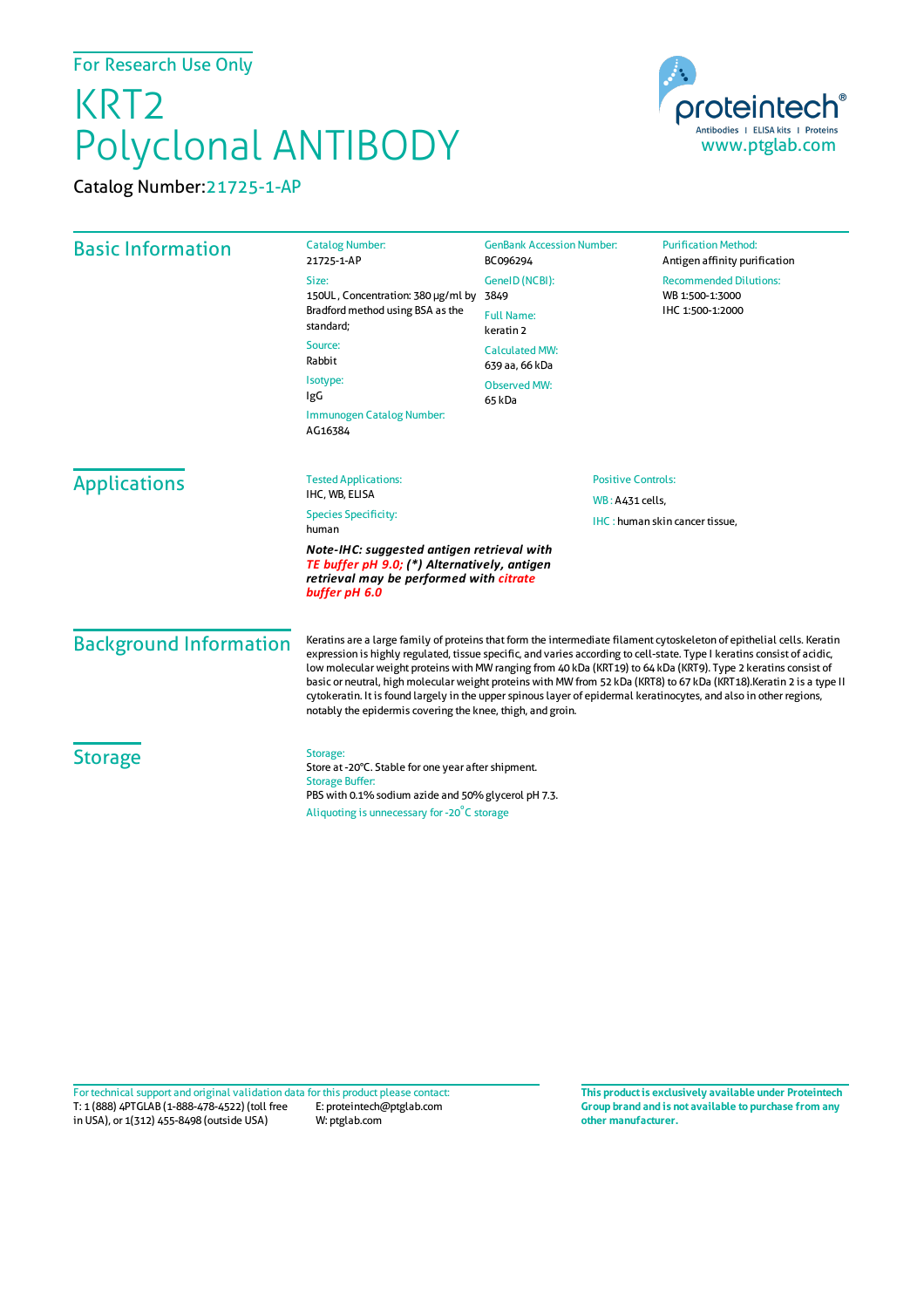For Research Use Only

# KRT2 Polyclonal ANTIBODY

Catalog Number:21725-1-AP

proteintech®
Antibodies | ELISA kits | Proteins
www.ptglab.com

## Basic Information

Catalog Number:
21725-1-AP

Size:
150UL , Concentration: 380 μg/ml by Bradford method using BSA as the standard;

Source:
Rabbit

Isotype:
IgG

Immunogen Catalog Number:
AG16384

GenBank Accession Number:
BC096294

GeneID (NCBI):
3849

Full Name:
keratin 2

Calculated MW:
639 aa, 66 kDa

Observed MW:
65 kDa

Purification Method:
Antigen affinity purification

Recommended Dilutions:
WB 1:500-1:3000
IHC 1:500-1:2000

## Applications

Tested Applications:
IHC, WB, ELISA

Species Specificity:
human

***Note-IHC: suggested antigen retrieval with TE buffer pH 9.0; (\*) Alternatively, antigen retrieval may be performed with citrate buffer pH 6.0***

Positive Controls:

WB : A431 cells,

IHC : human skin cancer tissue,

## Background Information

Keratins are a large family of proteins that form the intermediate filament cytoskeleton of epithelial cells. Keratin expression is highly regulated, tissue specific, and varies according to cell-state. Type I keratins consist of acidic, low molecular weight proteins with MW ranging from 40 kDa (KRT19) to 64 kDa (KRT9). Type 2 keratins consist of basic or neutral, high molecular weight proteins with MW from 52 kDa (KRT8) to 67 kDa (KRT18).Keratin 2 is a type II cytokeratin. It is found largely in the upper spinous layer of epidermal keratinocytes, and also in other regions, notably the epidermis covering the knee, thigh, and groin.

## Storage

Storage:
Store at -20°C. Stable for one year after shipment.

Storage Buffer:
PBS with 0.1% sodium azide and 50% glycerol pH 7.3.

Aliquoting is unnecessary for -20°C storage

For technical support and original validation data for this product please contact:
T: 1 (888) 4PTGLAB (1-888-478-4522) (toll free in USA), or 1(312) 455-8498 (outside USA)
E: proteintech@ptglab.com
W: ptglab.com

**This product is exclusively available under Proteintech Group brand and is not available to purchase from any other manufacturer.**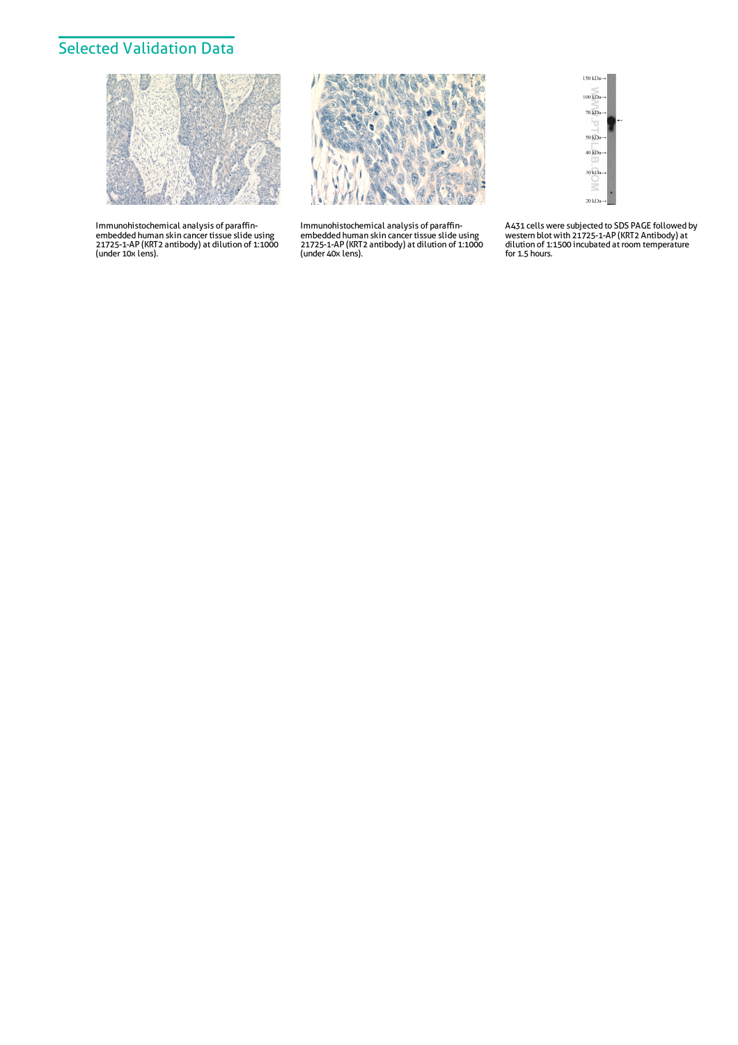## Selected Validation Data

Immunohistochemical analysis of paraffin-embedded human skin cancer tissue slide using 21725-1-AP (KRT2 antibody) at dilution of 1:1000 (under 10x lens).

Immunohistochemical analysis of paraffin-embedded human skin cancer tissue slide using 21725-1-AP (KRT2 antibody) at dilution of 1:1000 (under 40x lens).

150 kDa→
100 kDa→
70 kDa→
50 kDa→
40 kDa→
30 kDa→
20 kDa→

A431 cells were subjected to SDS PAGE followed by western blot with 21725-1-AP (KRT2 Antibody) at dilution of 1:1500 incubated at room temperature for 1.5 hours.